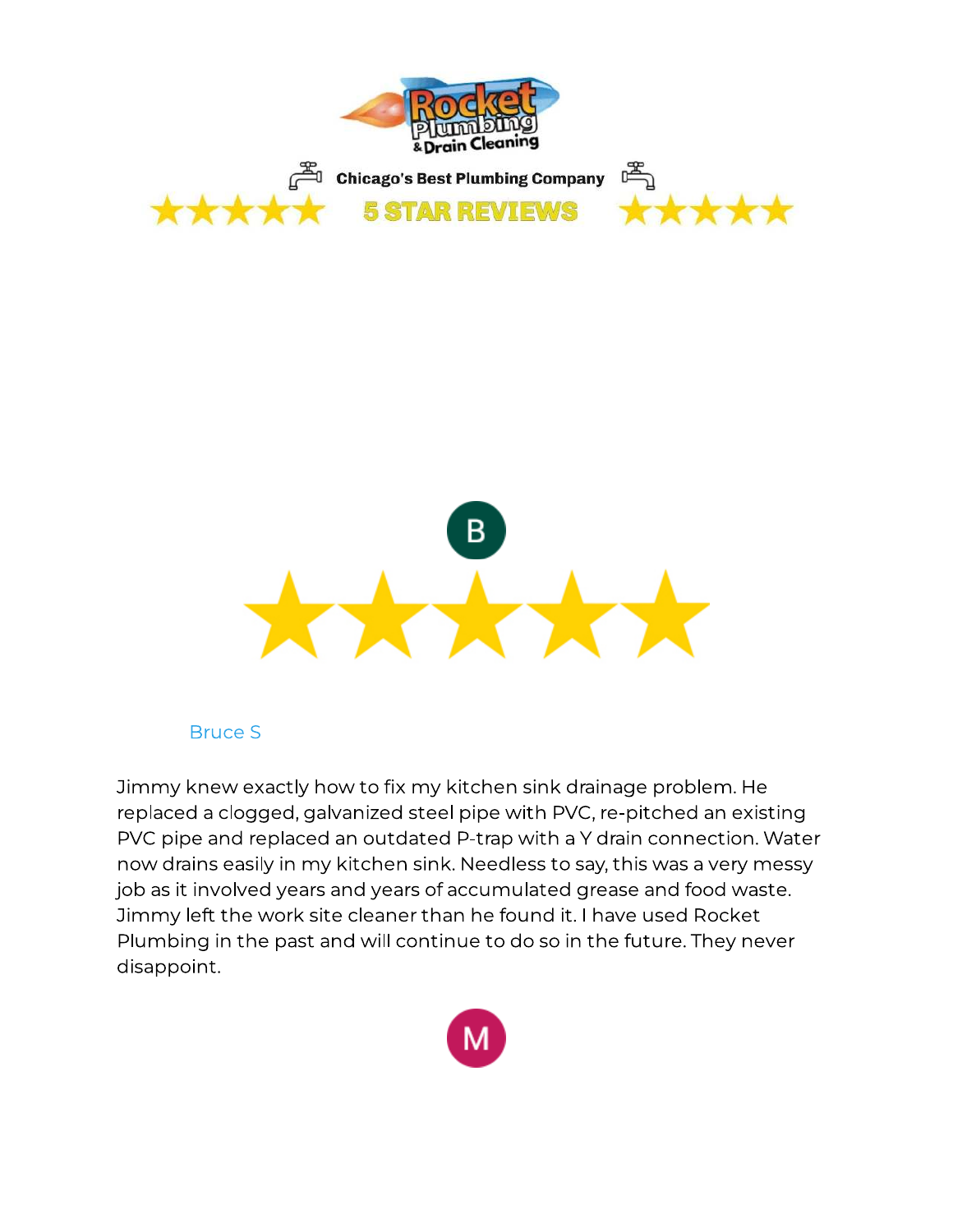Rocket Plumbing & Drain Cleaning

Chicago's Best Plumbing Company

★★★★★ **5 STAR REVIEWS** ★★★★★

B

★★★★★

Bruce S

Jimmy knew exactly how to fix my kitchen sink drainage problem. He replaced a clogged, galvanized steel pipe with PVC, re-pitched an existing PVC pipe and replaced an outdated P-trap with a Y drain connection. Water now drains easily in my kitchen sink. Needless to say, this was a very messy job as it involved years and years of accumulated grease and food waste. Jimmy left the work site cleaner than he found it. I have used Rocket Plumbing in the past and will continue to do so in the future. They never disappoint.

M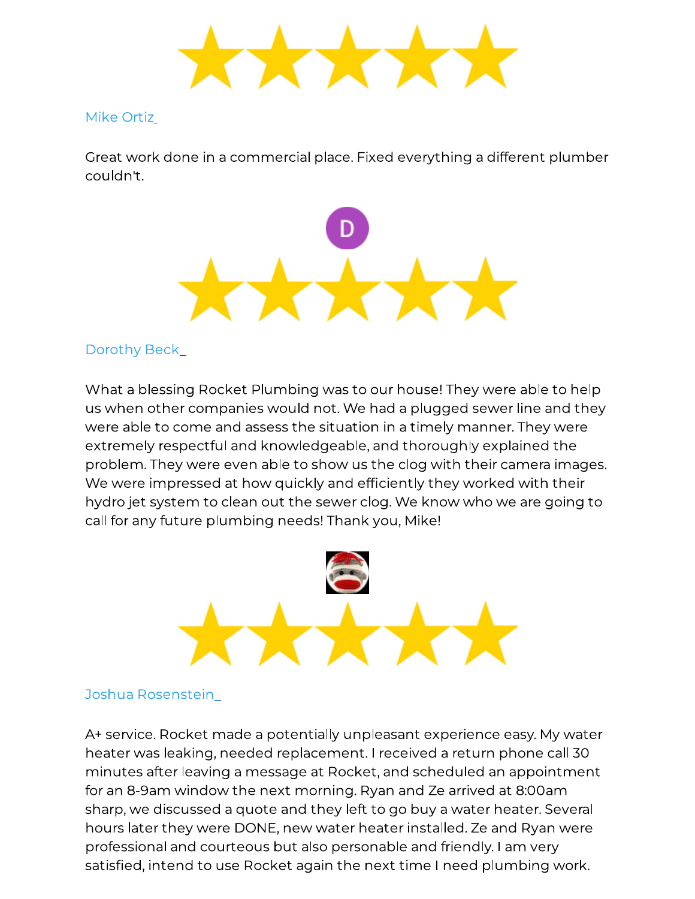Mike Ortiz

Great work done in a commercial place. Fixed everything a different plumber couldn't.

Dorothy Beck

What a blessing Rocket Plumbing was to our house! They were able to help us when other companies would not. We had a plugged sewer line and they were able to come and assess the situation in a timely manner. They were extremely respectful and knowledgeable, and thoroughly explained the problem. They were even able to show us the clog with their camera images. We were impressed at how quickly and efficiently they worked with their hydro jet system to clean out the sewer clog. We know who we are going to call for any future plumbing needs! Thank you, Mike!

Joshua Rosenstein

A+ service. Rocket made a potentially unpleasant experience easy. My water heater was leaking, needed replacement. I received a return phone call 30 minutes after leaving a message at Rocket, and scheduled an appointment for an 8-9am window the next morning. Ryan and Ze arrived at 8:00am sharp, we discussed a quote and they left to go buy a water heater. Several hours later they were DONE, new water heater installed. Ze and Ryan were professional and courteous but also personable and friendly. I am very satisfied, intend to use Rocket again the next time I need plumbing work.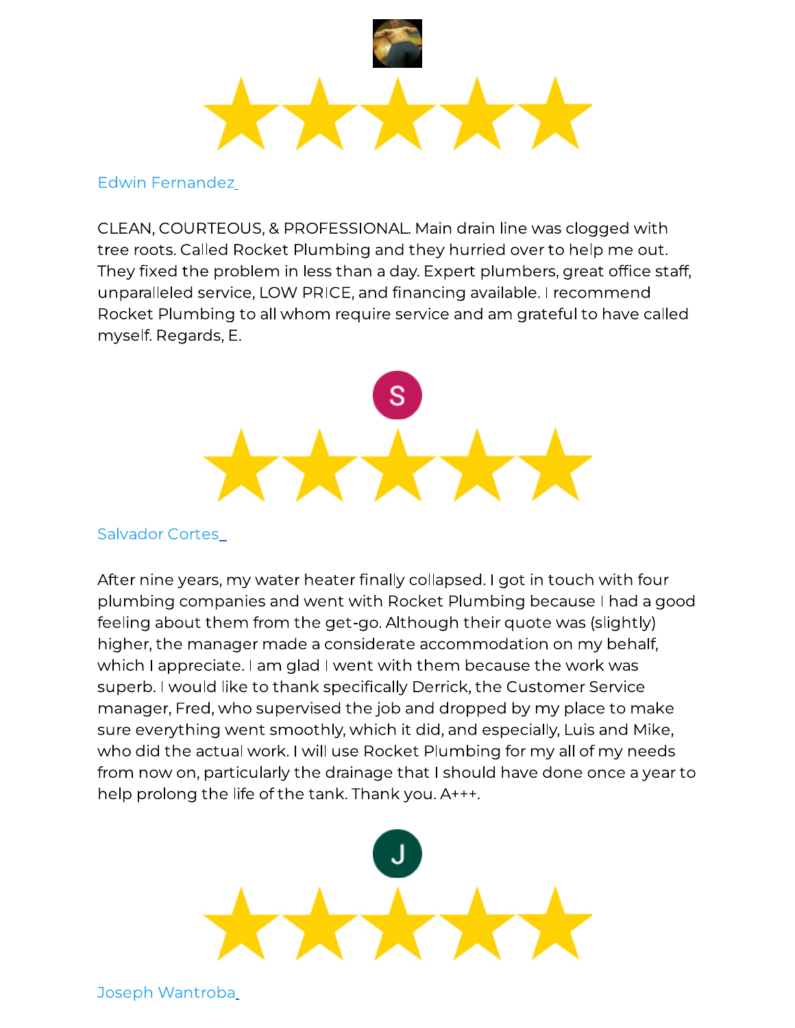Edwin Fernandez

CLEAN, COURTEOUS, & PROFESSIONAL. Main drain line was clogged with tree roots. Called Rocket Plumbing and they hurried over to help me out. They fixed the problem in less than a day. Expert plumbers, great office staff, unparalleled service, LOW PRICE, and financing available. I recommend Rocket Plumbing to all whom require service and am grateful to have called myself. Regards, E.

Salvador Cortes

After nine years, my water heater finally collapsed. I got in touch with four plumbing companies and went with Rocket Plumbing because I had a good feeling about them from the get-go. Although their quote was (slightly) higher, the manager made a considerate accommodation on my behalf, which I appreciate. I am glad I went with them because the work was superb. I would like to thank specifically Derrick, the Customer Service manager, Fred, who supervised the job and dropped by my place to make sure everything went smoothly, which it did, and especially, Luis and Mike, who did the actual work. I will use Rocket Plumbing for my all of my needs from now on, particularly the drainage that I should have done once a year to help prolong the life of the tank. Thank you. A+++.

Joseph Wantroba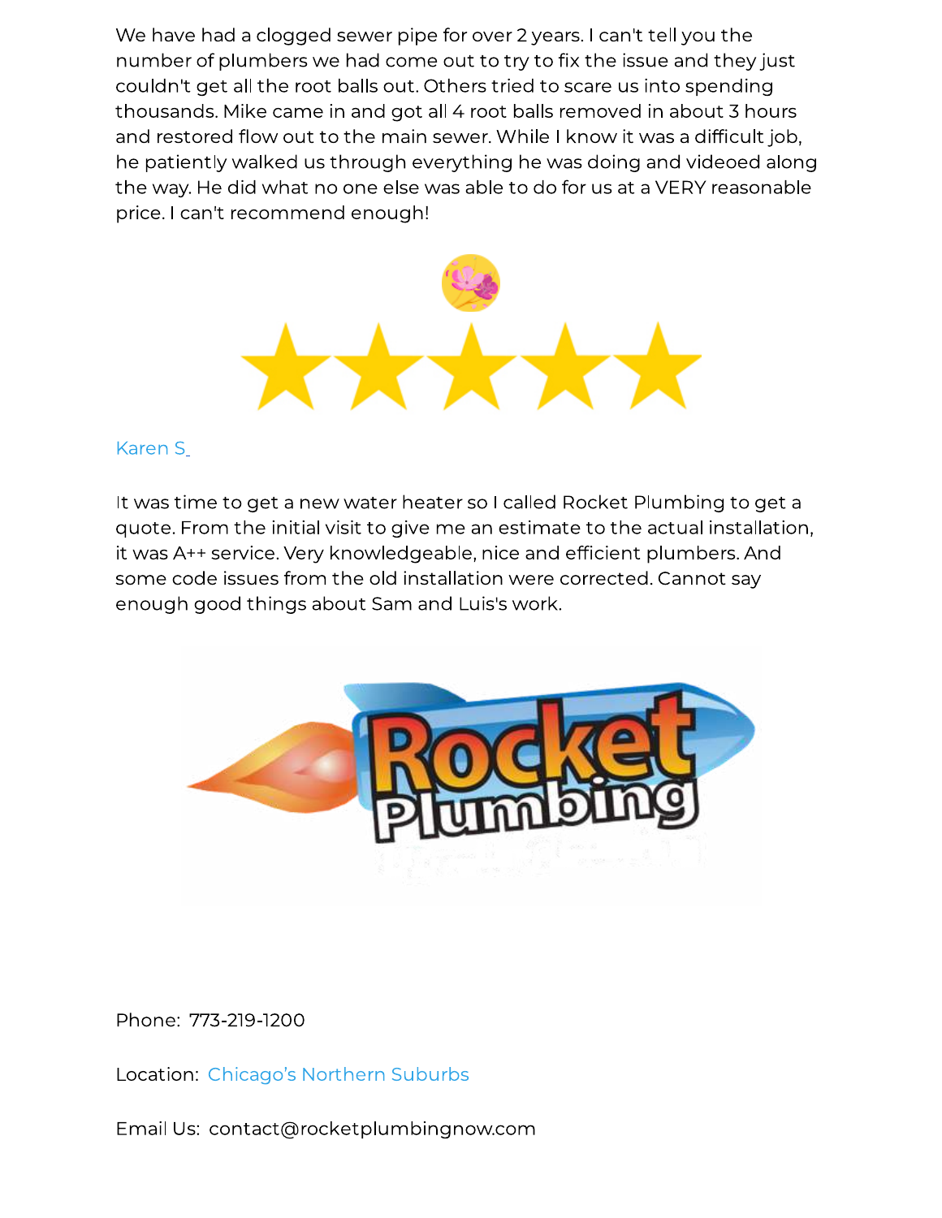We have had a clogged sewer pipe for over 2 years. I can't tell you the number of plumbers we had come out to try to fix the issue and they just couldn't get all the root balls out. Others tried to scare us into spending thousands. Mike came in and got all 4 root balls removed in about 3 hours and restored flow out to the main sewer. While I know it was a difficult job, he patiently walked us through everything he was doing and videoed along the way. He did what no one else was able to do for us at a VERY reasonable price. I can't recommend enough!

Karen S

It was time to get a new water heater so I called Rocket Plumbing to get a quote. From the initial visit to give me an estimate to the actual installation, it was A++ service. Very knowledgeable, nice and efficient plumbers. And some code issues from the old installation were corrected. Cannot say enough good things about Sam and Luis's work.

Phone: 773-219-1200

Location: Chicago's Northern Suburbs

Email Us: contact@rocketplumbingnow.com